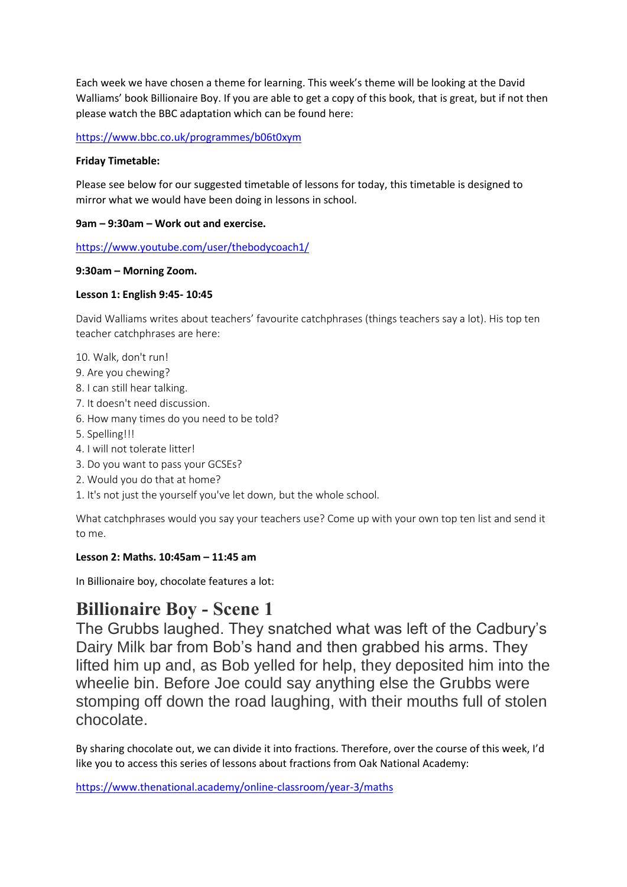Each week we have chosen a theme for learning. This week's theme will be looking at the David Walliams' book Billionaire Boy. If you are able to get a copy of this book, that is great, but if not then please watch the BBC adaptation which can be found here:

https://www.bbc.co.uk/programmes/b06t0xym

**Friday Timetable:**

Please see below for our suggested timetable of lessons for today, this timetable is designed to mirror what we would have been doing in lessons in school.

**9am – 9:30am – Work out and exercise.**

https://www.youtube.com/user/thebodycoach1/

**9:30am – Morning Zoom.**

**Lesson 1: English 9:45- 10:45**

David Walliams writes about teachers' favourite catchphrases (things teachers say a lot). His top ten teacher catchphrases are here:

10. Walk, don't run!
9. Are you chewing?
8. I can still hear talking.
7. It doesn't need discussion.
6. How many times do you need to be told?
5. Spelling!!!
4. I will not tolerate litter!
3. Do you want to pass your GCSEs?
2. Would you do that at home?
1. It's not just the yourself you've let down, but the whole school.

What catchphrases would you say your teachers use? Come up with your own top ten list and send it to me.

**Lesson 2: Maths. 10:45am – 11:45 am**

In Billionaire boy, chocolate features a lot:

# Billionaire Boy - Scene 1

The Grubbs laughed. They snatched what was left of the Cadbury's Dairy Milk bar from Bob's hand and then grabbed his arms. They lifted him up and, as Bob yelled for help, they deposited him into the wheelie bin. Before Joe could say anything else the Grubbs were stomping off down the road laughing, with their mouths full of stolen chocolate.

By sharing chocolate out, we can divide it into fractions. Therefore, over the course of this week, I'd like you to access this series of lessons about fractions from Oak National Academy:

https://www.thenational.academy/online-classroom/year-3/maths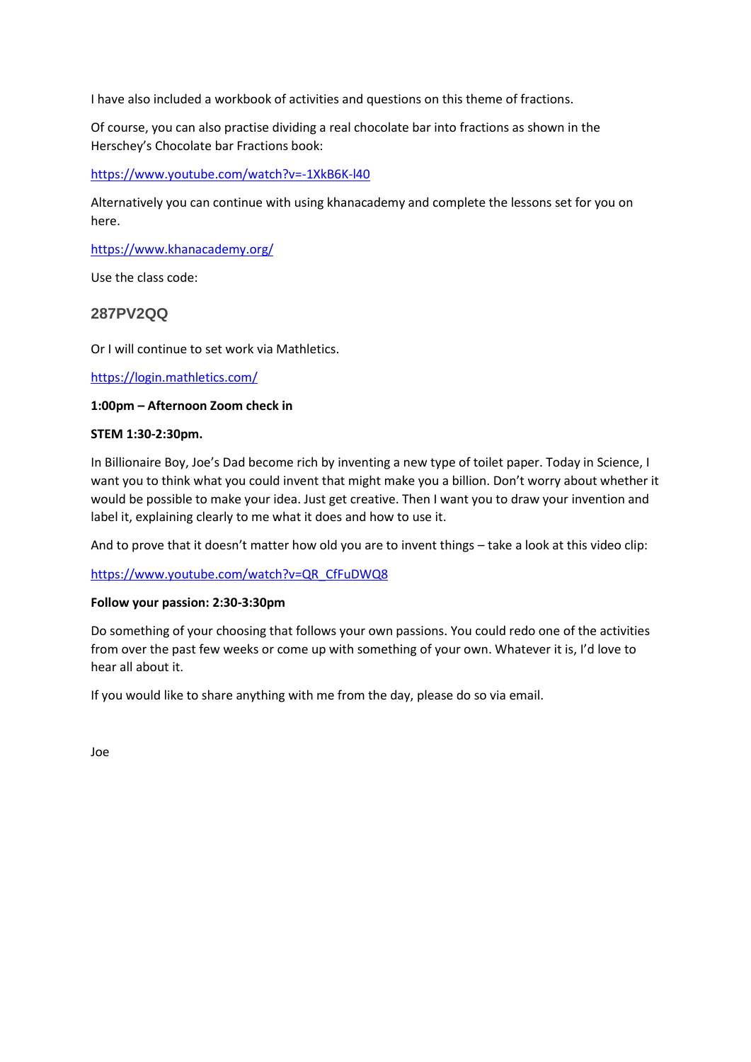I have also included a workbook of activities and questions on this theme of fractions.

Of course, you can also practise dividing a real chocolate bar into fractions as shown in the Herschey's Chocolate bar Fractions book:

https://www.youtube.com/watch?v=-1XkB6K-l40

Alternatively you can continue with using khanacademy and complete the lessons set for you on here.

https://www.khanacademy.org/

Use the class code:

**287PV2QQ**

Or I will continue to set work via Mathletics.

https://login.mathletics.com/

**1:00pm – Afternoon Zoom check in**

**STEM 1:30-2:30pm.**

In Billionaire Boy, Joe's Dad become rich by inventing a new type of toilet paper. Today in Science, I want you to think what you could invent that might make you a billion. Don't worry about whether it would be possible to make your idea. Just get creative. Then I want you to draw your invention and label it, explaining clearly to me what it does and how to use it.

And to prove that it doesn't matter how old you are to invent things – take a look at this video clip:

https://www.youtube.com/watch?v=QR_CfFuDWQ8

**Follow your passion: 2:30-3:30pm**

Do something of your choosing that follows your own passions. You could redo one of the activities from over the past few weeks or come up with something of your own. Whatever it is, I'd love to hear all about it.

If you would like to share anything with me from the day, please do so via email.

Joe